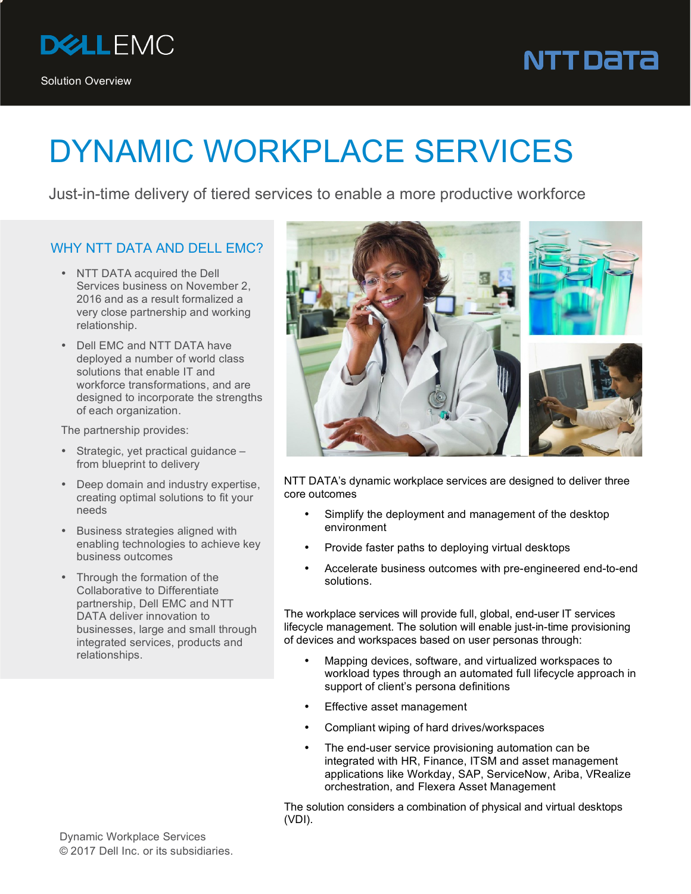Solution Overview

# DYNAMIC WORKPLACE SERVICES

Just-in-time delivery of tiered services to enable a more productive workforce

## WHY NTT DATA AND DELL EMC?

- NTT DATA acquired the Dell Services business on November 2, 2016 and as a result formalized a very close partnership and working relationship.
- Dell EMC and NTT DATA have deployed a number of world class solutions that enable IT and workforce transformations, and are designed to incorporate the strengths of each organization.

The partnership provides:

- Strategic, yet practical guidance – from blueprint to delivery
- Deep domain and industry expertise, creating optimal solutions to fit your needs
- Business strategies aligned with enabling technologies to achieve key business outcomes
- Through the formation of the Collaborative to Differentiate partnership, Dell EMC and NTT DATA deliver innovation to businesses, large and small through integrated services, products and relationships.

NTT DATA's dynamic workplace services are designed to deliver three core outcomes

- Simplify the deployment and management of the desktop environment
- Provide faster paths to deploying virtual desktops
- Accelerate business outcomes with pre-engineered end-to-end solutions.

The workplace services will provide full, global, end-user IT services lifecycle management. The solution will enable just-in-time provisioning of devices and workspaces based on user personas through:

- Mapping devices, software, and virtualized workspaces to workload types through an automated full lifecycle approach in support of client's persona definitions
- Effective asset management
- Compliant wiping of hard drives/workspaces
- The end-user service provisioning automation can be integrated with HR, Finance, ITSM and asset management applications like Workday, SAP, ServiceNow, Ariba, VRealize orchestration, and Flexera Asset Management

The solution considers a combination of physical and virtual desktops (VDI).

Dynamic Workplace Services
© 2017 Dell Inc. or its subsidiaries.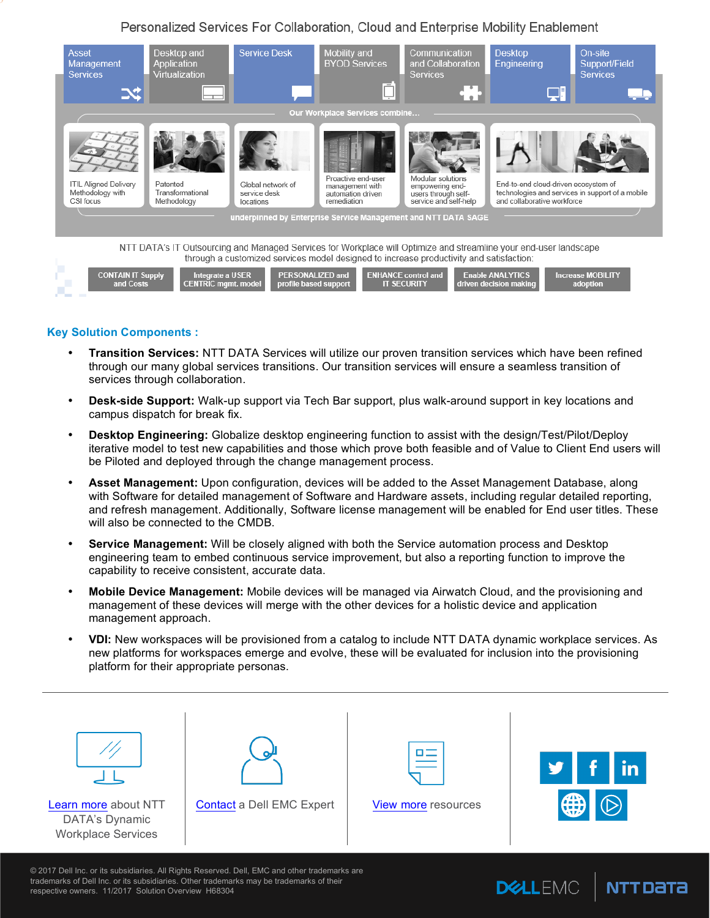## Personalized Services For Collaboration, Cloud and Enterprise Mobility Enablement

Asset Management Services

Desktop and Application Virtualization

Service Desk

Mobility and BYOD Services

Communication and Collaboration Services

Desktop Engineering

On-site Support/Field Services

Our Workplace Services combine...

ITIL Aligned Delivery Methodology with CSI focus

Patented Transformational Methodology

Global network of service desk locations

Proactive end-user management with automation driven remediation

Modular solutions empowering end-users through self-service and self-help

End-to-end cloud-driven ecosystem of technologies and services in support of a mobile and collaborative workforce

underpinned by Enterprise Service Management and NTT DATA SAGE

NTT DATA's IT Outsourcing and Managed Services for Workplace will Optimize and streamline your end-user landscape through a customized services model designed to increase productivity and satisfaction:

CONTAIN IT Supply and Costs | Integrate a USER CENTRIC mgmt. model | PERSONALIZED and profile based support | ENHANCE control and IT SECURITY | Enable ANALYTICS driven decision making | Increase MOBILITY adoption

### Key Solution Components :

- **Transition Services:** NTT DATA Services will utilize our proven transition services which have been refined through our many global services transitions. Our transition services will ensure a seamless transition of services through collaboration.
- **Desk-side Support:** Walk-up support via Tech Bar support, plus walk-around support in key locations and campus dispatch for break fix.
- **Desktop Engineering:** Globalize desktop engineering function to assist with the design/Test/Pilot/Deploy iterative model to test new capabilities and those which prove both feasible and of Value to Client End users will be Piloted and deployed through the change management process.
- **Asset Management:** Upon configuration, devices will be added to the Asset Management Database, along with Software for detailed management of Software and Hardware assets, including regular detailed reporting, and refresh management. Additionally, Software license management will be enabled for End user titles. These will also be connected to the CMDB.
- **Service Management:** Will be closely aligned with both the Service automation process and Desktop engineering team to embed continuous service improvement, but also a reporting function to improve the capability to receive consistent, accurate data.
- **Mobile Device Management:** Mobile devices will be managed via Airwatch Cloud, and the provisioning and management of these devices will merge with the other devices for a holistic device and application management approach.
- **VDI:** New workspaces will be provisioned from a catalog to include NTT DATA dynamic workplace services. As new platforms for workspaces emerge and evolve, these will be evaluated for inclusion into the provisioning platform for their appropriate personas.

---

Learn more about NTT DATA's Dynamic Workplace Services

Contact a Dell EMC Expert

View more resources

© 2017 Dell Inc. or its subsidiaries. All Rights Reserved. Dell, EMC and other trademarks are trademarks of Dell Inc. or its subsidiaries. Other trademarks may be trademarks of their respective owners. 11/2017 Solution Overview H68304

DELL EMC | NTT DATA